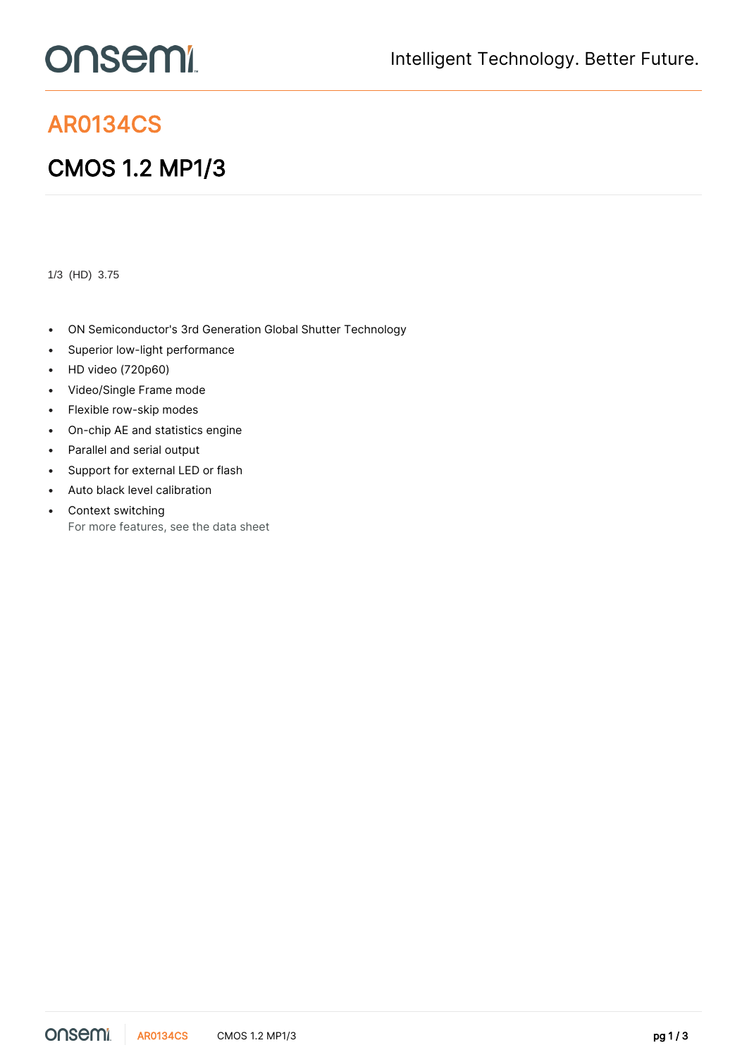# AR0134CS

## CMOS 1.2 MP1/3

1/3 (HD) 3.75

- ON Semiconductor's 3rd Generation Global Shutter Technology
- Superior low-light performance
- HD video (720p60)
- Video/Single Frame mode
- Flexible row-skip modes
- On-chip AE and statistics engine
- Parallel and serial output
- Support for external LED or flash
- Auto black level calibration
- Context switching
  For more features, see the data sheet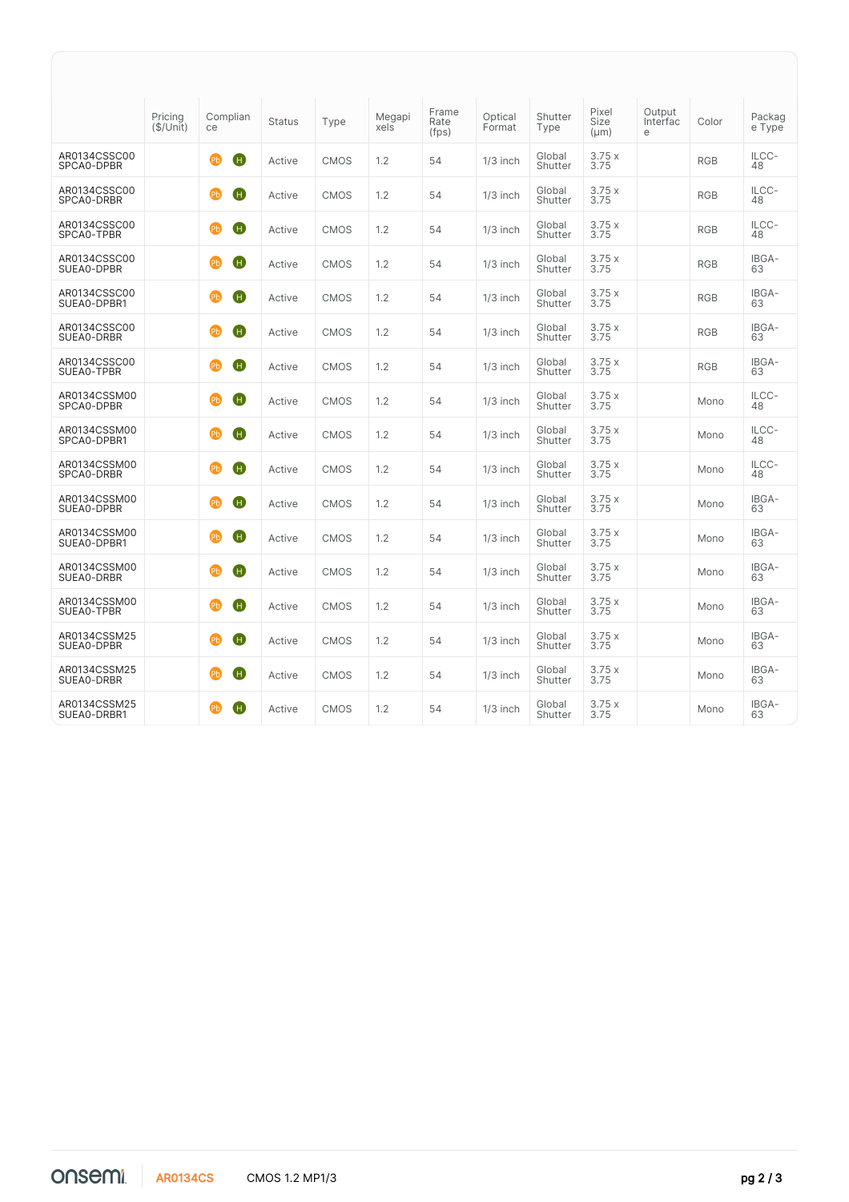| | Pricing ($/Unit) | Compliance | Status | Type | Megapixels | Frame Rate (fps) | Optical Format | Shutter Type | Pixel Size (µm) | Output Interface | Color | Package Type |
|---|---|---|---|---|---|---|---|---|---|---|---|---|
| AR0134CSSC00SPCA0-DPBR | | Pb H | Active | CMOS | 1.2 | 54 | 1/3 inch | Global Shutter | 3.75 x 3.75 | | RGB | ILCC-48 |
| AR0134CSSC00SPCA0-DRBR | | Pb H | Active | CMOS | 1.2 | 54 | 1/3 inch | Global Shutter | 3.75 x 3.75 | | RGB | ILCC-48 |
| AR0134CSSC00SPCA0-TPBR | | Pb H | Active | CMOS | 1.2 | 54 | 1/3 inch | Global Shutter | 3.75 x 3.75 | | RGB | ILCC-48 |
| AR0134CSSC00SUEA0-DPBR | | Pb H | Active | CMOS | 1.2 | 54 | 1/3 inch | Global Shutter | 3.75 x 3.75 | | RGB | IBGA-63 |
| AR0134CSSC00SUEA0-DPBR1 | | Pb H | Active | CMOS | 1.2 | 54 | 1/3 inch | Global Shutter | 3.75 x 3.75 | | RGB | IBGA-63 |
| AR0134CSSC00SUEA0-DRBR | | Pb H | Active | CMOS | 1.2 | 54 | 1/3 inch | Global Shutter | 3.75 x 3.75 | | RGB | IBGA-63 |
| AR0134CSSC00SUEA0-TPBR | | Pb H | Active | CMOS | 1.2 | 54 | 1/3 inch | Global Shutter | 3.75 x 3.75 | | RGB | IBGA-63 |
| AR0134CSSM00SPCA0-DPBR | | Pb H | Active | CMOS | 1.2 | 54 | 1/3 inch | Global Shutter | 3.75 x 3.75 | | Mono | ILCC-48 |
| AR0134CSSM00SPCA0-DPBR1 | | Pb H | Active | CMOS | 1.2 | 54 | 1/3 inch | Global Shutter | 3.75 x 3.75 | | Mono | ILCC-48 |
| AR0134CSSM00SPCA0-DRBR | | Pb H | Active | CMOS | 1.2 | 54 | 1/3 inch | Global Shutter | 3.75 x 3.75 | | Mono | ILCC-48 |
| AR0134CSSM00SUEA0-DPBR | | Pb H | Active | CMOS | 1.2 | 54 | 1/3 inch | Global Shutter | 3.75 x 3.75 | | Mono | IBGA-63 |
| AR0134CSSM00SUEA0-DPBR1 | | Pb H | Active | CMOS | 1.2 | 54 | 1/3 inch | Global Shutter | 3.75 x 3.75 | | Mono | IBGA-63 |
| AR0134CSSM00SUEA0-DRBR | | Pb H | Active | CMOS | 1.2 | 54 | 1/3 inch | Global Shutter | 3.75 x 3.75 | | Mono | IBGA-63 |
| AR0134CSSM00SUEA0-TPBR | | Pb H | Active | CMOS | 1.2 | 54 | 1/3 inch | Global Shutter | 3.75 x 3.75 | | Mono | IBGA-63 |
| AR0134CSSM25SUEA0-DPBR | | Pb H | Active | CMOS | 1.2 | 54 | 1/3 inch | Global Shutter | 3.75 x 3.75 | | Mono | IBGA-63 |
| AR0134CSSM25SUEA0-DRBR | | Pb H | Active | CMOS | 1.2 | 54 | 1/3 inch | Global Shutter | 3.75 x 3.75 | | Mono | IBGA-63 |
| AR0134CSSM25SUEA0-DRBR1 | | Pb H | Active | CMOS | 1.2 | 54 | 1/3 inch | Global Shutter | 3.75 x 3.75 | | Mono | IBGA-63 |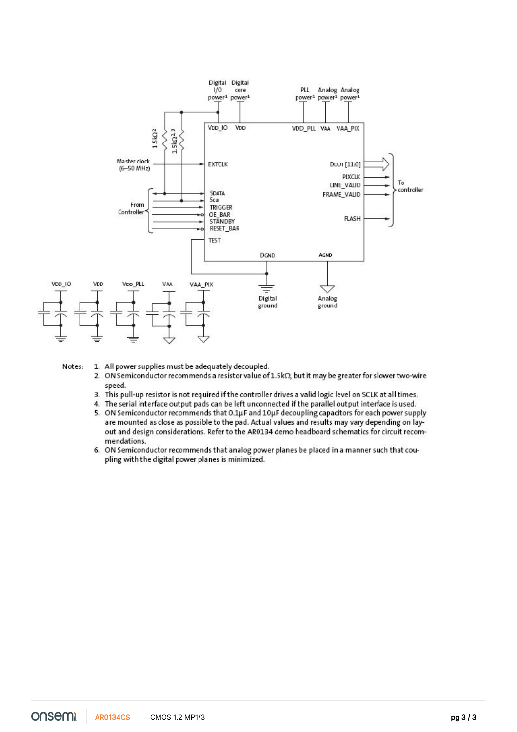Digital I/O power[1]
Digital core power[1]
PLL power[1]
Analog power[1]
Analog power[1]

VDD_IO
VDD
VDD_PLL
VAA
VAA_PIX

1.5kΩ[2]
1.5kΩ[2,3]

Master clock (6–50 MHz)
EXTCLK

From Controller
SDATA
SCLK
TRIGGER
OE_BAR
STANDBY
RESET_BAR
TEST

DOUT [11:0]
PIXCLK
LINE_VALID
FRAME_VALID
FLASH
To controller

DGND
AGND
Digital ground
Analog ground

VDD_IO
VDD
VDD_PLL
VAA
VAA_PIX

Notes:

1. All power supplies must be adequately decoupled.
2. ON Semiconductor recommends a resistor value of 1.5kΩ, but it may be greater for slower two-wire speed.
3. This pull-up resistor is not required if the controller drives a valid logic level on SCLK at all times.
4. The serial interface output pads can be left unconnected if the parallel output interface is used.
5. ON Semiconductor recommends that 0.1µF and 10µF decoupling capacitors for each power supply are mounted as close as possible to the pad. Actual values and results may vary depending on layout and design considerations. Refer to the AR0134 demo headboard schematics for circuit recommendations.
6. ON Semiconductor recommends that analog power planes be placed in a manner such that coupling with the digital power planes is minimized.